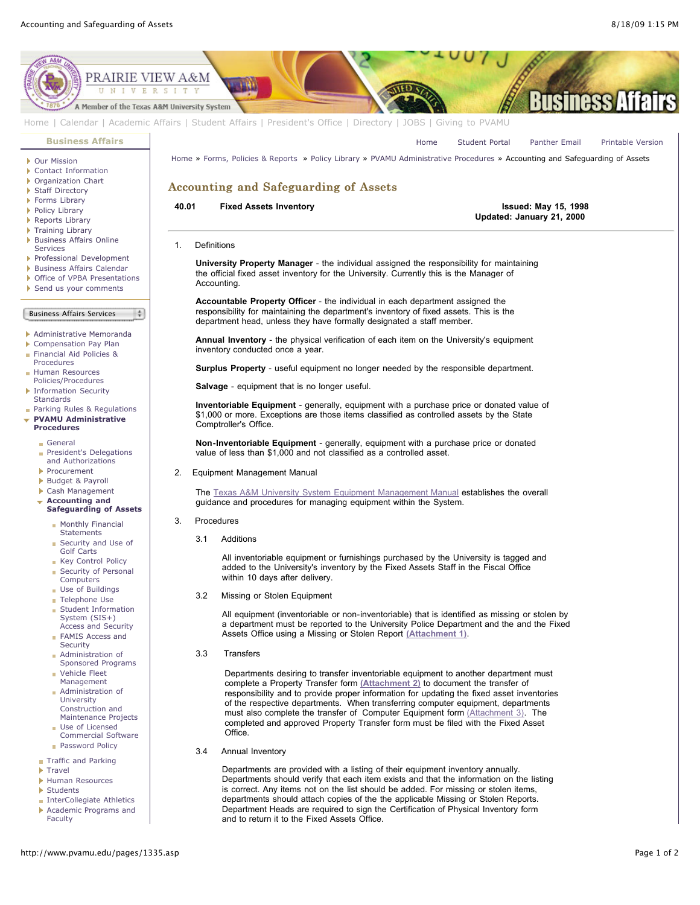# Accounting and Safeguarding of Assets

**40.01 Fixed Assets Inventory**

**Issued: May 15, 1998**
**Updated: January 21, 2000**

1. Definitions

   **University Property Manager** - the individual assigned the responsibility for maintaining the official fixed asset inventory for the University. Currently this is the Manager of Accounting.

   **Accountable Property Officer** - the individual in each department assigned the responsibility for maintaining the department's inventory of fixed assets. This is the department head, unless they have formally designated a staff member.

   **Annual Inventory** - the physical verification of each item on the University's equipment inventory conducted once a year.

   **Surplus Property** - useful equipment no longer needed by the responsible department.

   **Salvage** - equipment that is no longer useful.

   **Inventoriable Equipment** - generally, equipment with a purchase price or donated value of $1,000 or more. Exceptions are those items classified as controlled assets by the State Comptroller's Office.

   **Non-Inventoriable Equipment** - generally, equipment with a purchase price or donated value of less than $1,000 and not classified as a controlled asset.

2. Equipment Management Manual

   The Texas A&M University System Equipment Management Manual establishes the overall guidance and procedures for managing equipment within the System.

3. Procedures

   3.1 Additions

   All inventoriable equipment or furnishings purchased by the University is tagged and added to the University's inventory by the Fixed Assets Staff in the Fiscal Office within 10 days after delivery.

   3.2 Missing or Stolen Equipment

   All equipment (inventoriable or non-inventoriable) that is identified as missing or stolen by a department must be reported to the University Police Department and the and the Fixed Assets Office using a Missing or Stolen Report **(Attachment 1)**.

   3.3 Transfers

   Departments desiring to transfer inventoriable equipment to another department must complete a Property Transfer form **(Attachment 2)** to document the transfer of responsibility and to provide proper information for updating the fixed asset inventories of the respective departments. When transferring computer equipment, departments must also complete the transfer of Computer Equipment form (Attachment 3). The completed and approved Property Transfer form must be filed with the Fixed Asset Office.

   3.4 Annual Inventory

   Departments are provided with a listing of their equipment inventory annually. Departments should verify that each item exists and that the information on the listing is correct. Any items not on the list should be added. For missing or stolen items, departments should attach copies of the the applicable Missing or Stolen Reports. Department Heads are required to sign the Certification of Physical Inventory form and to return it to the Fixed Assets Office.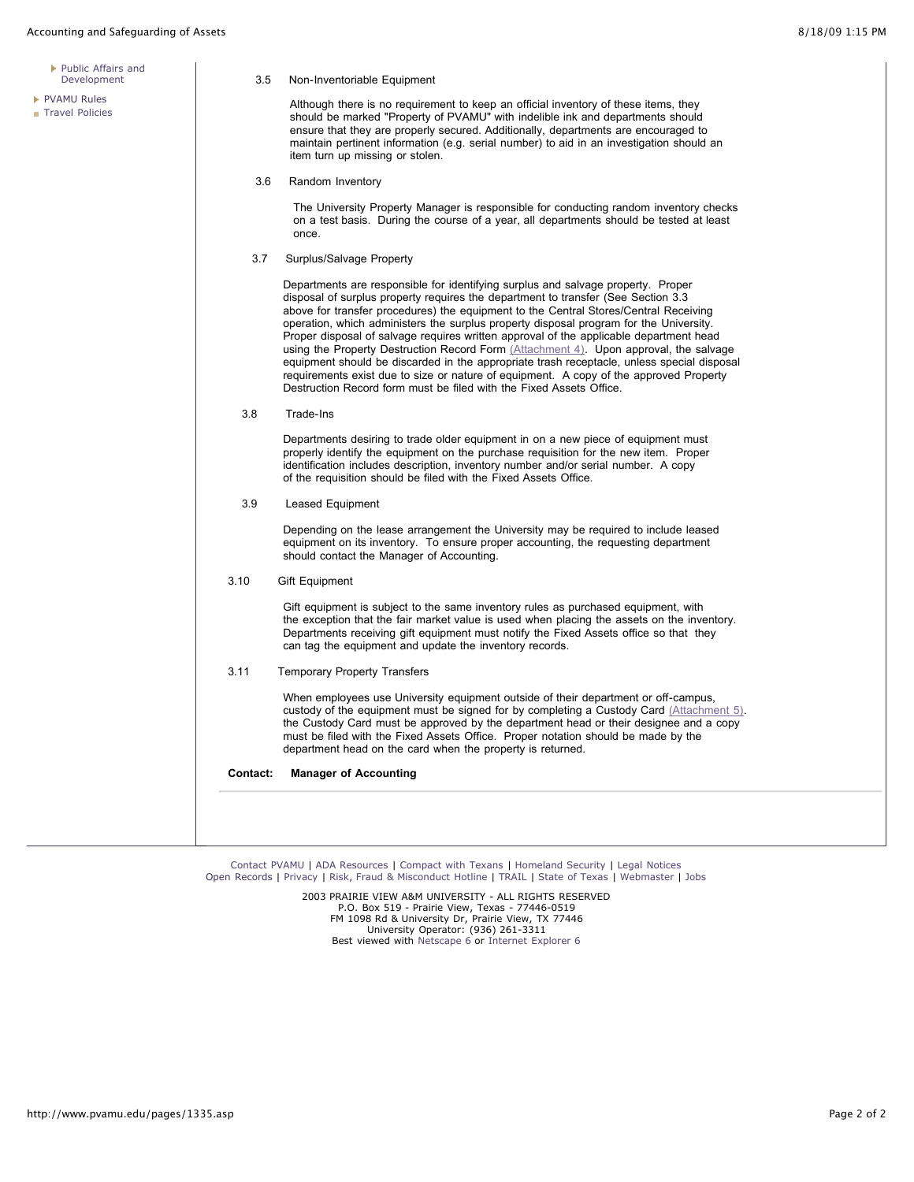- Public Affairs and Development
- PVAMU Rules
- Travel Policies

3.5 Non-Inventoriable Equipment

Although there is no requirement to keep an official inventory of these items, they should be marked "Property of PVAMU" with indelible ink and departments should ensure that they are properly secured. Additionally, departments are encouraged to maintain pertinent information (e.g. serial number) to aid in an investigation should an item turn up missing or stolen.

3.6 Random Inventory

The University Property Manager is responsible for conducting random inventory checks on a test basis. During the course of a year, all departments should be tested at least once.

3.7 Surplus/Salvage Property

Departments are responsible for identifying surplus and salvage property. Proper disposal of surplus property requires the department to transfer (See Section 3.3 above for transfer procedures) the equipment to the Central Stores/Central Receiving operation, which administers the surplus property disposal program for the University. Proper disposal of salvage requires written approval of the applicable department head using the Property Destruction Record Form (Attachment 4). Upon approval, the salvage equipment should be discarded in the appropriate trash receptacle, unless special disposal requirements exist due to size or nature of equipment. A copy of the approved Property Destruction Record form must be filed with the Fixed Assets Office.

3.8 Trade-Ins

Departments desiring to trade older equipment in on a new piece of equipment must properly identify the equipment on the purchase requisition for the new item. Proper identification includes description, inventory number and/or serial number. A copy of the requisition should be filed with the Fixed Assets Office.

3.9 Leased Equipment

Depending on the lease arrangement the University may be required to include leased equipment on its inventory. To ensure proper accounting, the requesting department should contact the Manager of Accounting.

3.10 Gift Equipment

Gift equipment is subject to the same inventory rules as purchased equipment, with the exception that the fair market value is used when placing the assets on the inventory. Departments receiving gift equipment must notify the Fixed Assets office so that they can tag the equipment and update the inventory records.

3.11 Temporary Property Transfers

When employees use University equipment outside of their department or off-campus, custody of the equipment must be signed for by completing a Custody Card (Attachment 5). the Custody Card must be approved by the department head or their designee and a copy must be filed with the Fixed Assets Office. Proper notation should be made by the department head on the card when the property is returned.

**Contact: Manager of Accounting**

Contact PVAMU | ADA Resources | Compact with Texans | Homeland Security | Legal Notices
Open Records | Privacy | Risk, Fraud & Misconduct Hotline | TRAIL | State of Texas | Webmaster | Jobs

2003 PRAIRIE VIEW A&M UNIVERSITY - ALL RIGHTS RESERVED
P.O. Box 519 - Prairie View, Texas - 77446-0519
FM 1098 Rd & University Dr, Prairie View, TX 77446
University Operator: (936) 261-3311
Best viewed with Netscape 6 or Internet Explorer 6